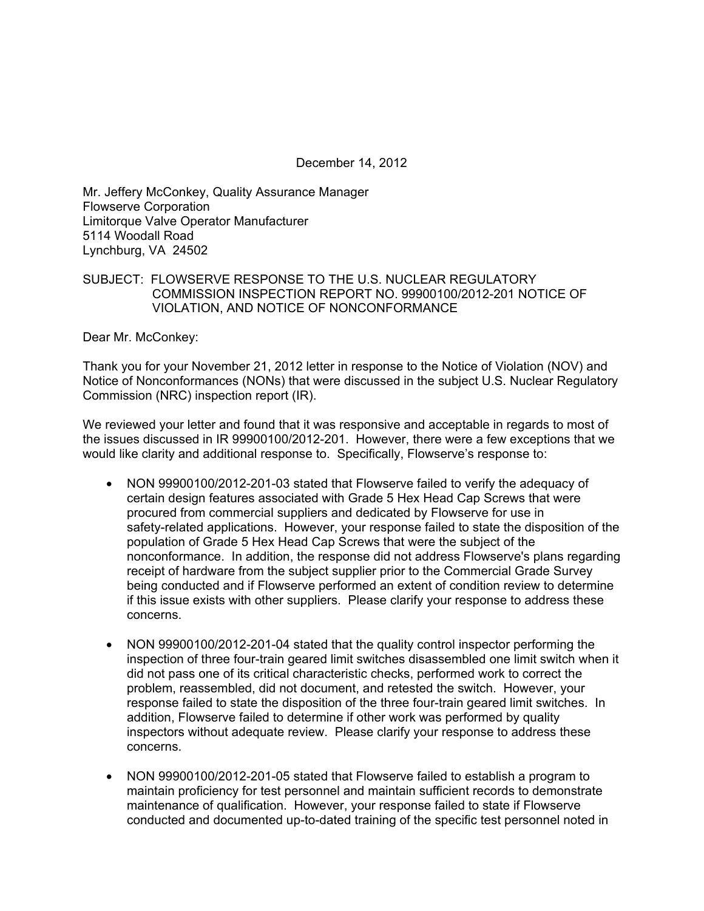December 14, 2012

Mr. Jeffery McConkey, Quality Assurance Manager
Flowserve Corporation
Limitorque Valve Operator Manufacturer
5114 Woodall Road
Lynchburg, VA 24502

SUBJECT: FLOWSERVE RESPONSE TO THE U.S. NUCLEAR REGULATORY COMMISSION INSPECTION REPORT NO. 99900100/2012-201 NOTICE OF VIOLATION, AND NOTICE OF NONCONFORMANCE

Dear Mr. McConkey:

Thank you for your November 21, 2012 letter in response to the Notice of Violation (NOV) and Notice of Nonconformances (NONs) that were discussed in the subject U.S. Nuclear Regulatory Commission (NRC) inspection report (IR).

We reviewed your letter and found that it was responsive and acceptable in regards to most of the issues discussed in IR 99900100/2012-201. However, there were a few exceptions that we would like clarity and additional response to. Specifically, Flowserve's response to:

- NON 99900100/2012-201-03 stated that Flowserve failed to verify the adequacy of certain design features associated with Grade 5 Hex Head Cap Screws that were procured from commercial suppliers and dedicated by Flowserve for use in safety-related applications. However, your response failed to state the disposition of the population of Grade 5 Hex Head Cap Screws that were the subject of the nonconformance. In addition, the response did not address Flowserve's plans regarding receipt of hardware from the subject supplier prior to the Commercial Grade Survey being conducted and if Flowserve performed an extent of condition review to determine if this issue exists with other suppliers. Please clarify your response to address these concerns.

- NON 99900100/2012-201-04 stated that the quality control inspector performing the inspection of three four-train geared limit switches disassembled one limit switch when it did not pass one of its critical characteristic checks, performed work to correct the problem, reassembled, did not document, and retested the switch. However, your response failed to state the disposition of the three four-train geared limit switches. In addition, Flowserve failed to determine if other work was performed by quality inspectors without adequate review. Please clarify your response to address these concerns.

- NON 99900100/2012-201-05 stated that Flowserve failed to establish a program to maintain proficiency for test personnel and maintain sufficient records to demonstrate maintenance of qualification. However, your response failed to state if Flowserve conducted and documented up-to-dated training of the specific test personnel noted in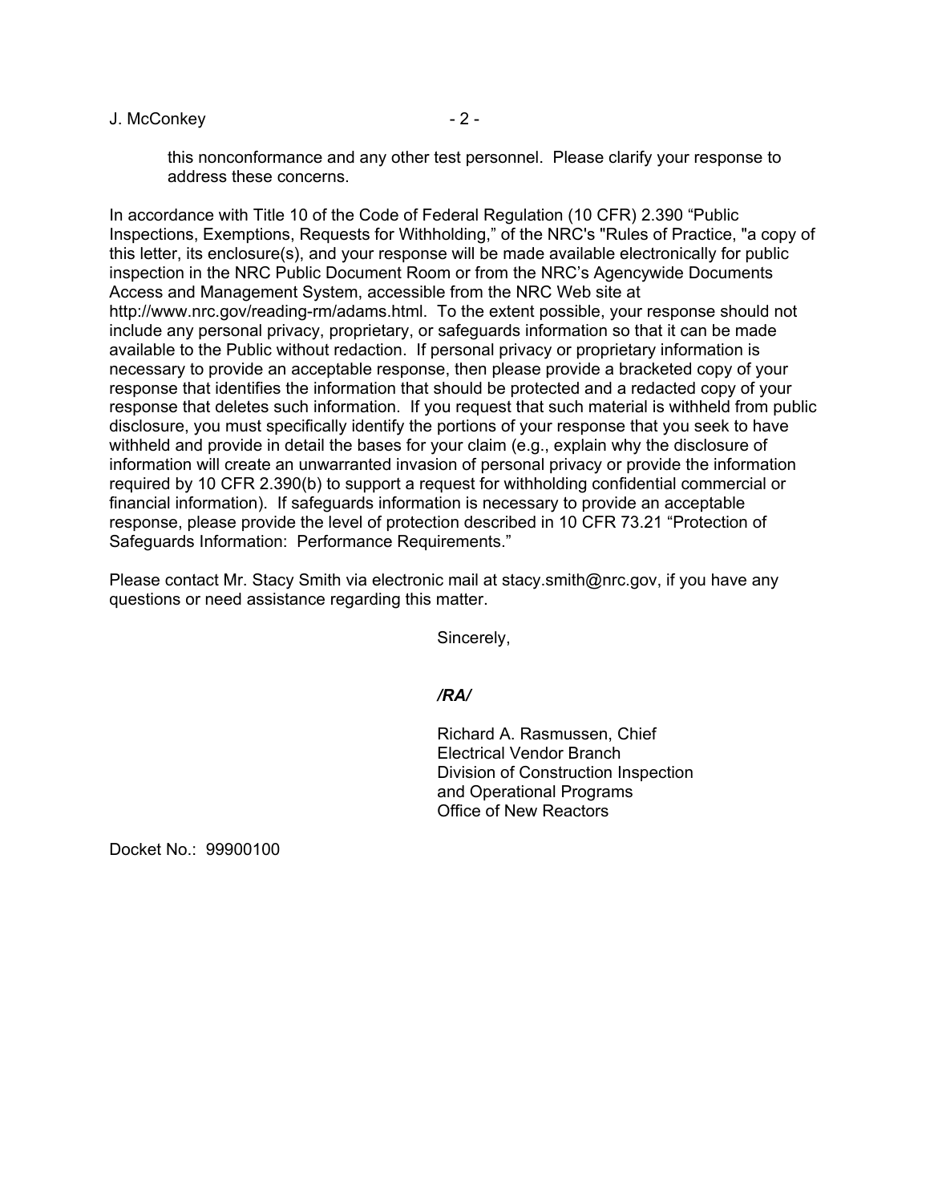this nonconformance and any other test personnel. Please clarify your response to address these concerns.

In accordance with Title 10 of the Code of Federal Regulation (10 CFR) 2.390 "Public Inspections, Exemptions, Requests for Withholding," of the NRC's "Rules of Practice, "a copy of this letter, its enclosure(s), and your response will be made available electronically for public inspection in the NRC Public Document Room or from the NRC's Agencywide Documents Access and Management System, accessible from the NRC Web site at http://www.nrc.gov/reading-rm/adams.html. To the extent possible, your response should not include any personal privacy, proprietary, or safeguards information so that it can be made available to the Public without redaction. If personal privacy or proprietary information is necessary to provide an acceptable response, then please provide a bracketed copy of your response that identifies the information that should be protected and a redacted copy of your response that deletes such information. If you request that such material is withheld from public disclosure, you must specifically identify the portions of your response that you seek to have withheld and provide in detail the bases for your claim (e.g., explain why the disclosure of information will create an unwarranted invasion of personal privacy or provide the information required by 10 CFR 2.390(b) to support a request for withholding confidential commercial or financial information). If safeguards information is necessary to provide an acceptable response, please provide the level of protection described in 10 CFR 73.21 "Protection of Safeguards Information: Performance Requirements."

Please contact Mr. Stacy Smith via electronic mail at stacy.smith@nrc.gov, if you have any questions or need assistance regarding this matter.

Sincerely,

*/RA/*

Richard A. Rasmussen, Chief
Electrical Vendor Branch
Division of Construction Inspection
and Operational Programs
Office of New Reactors

Docket No.: 99900100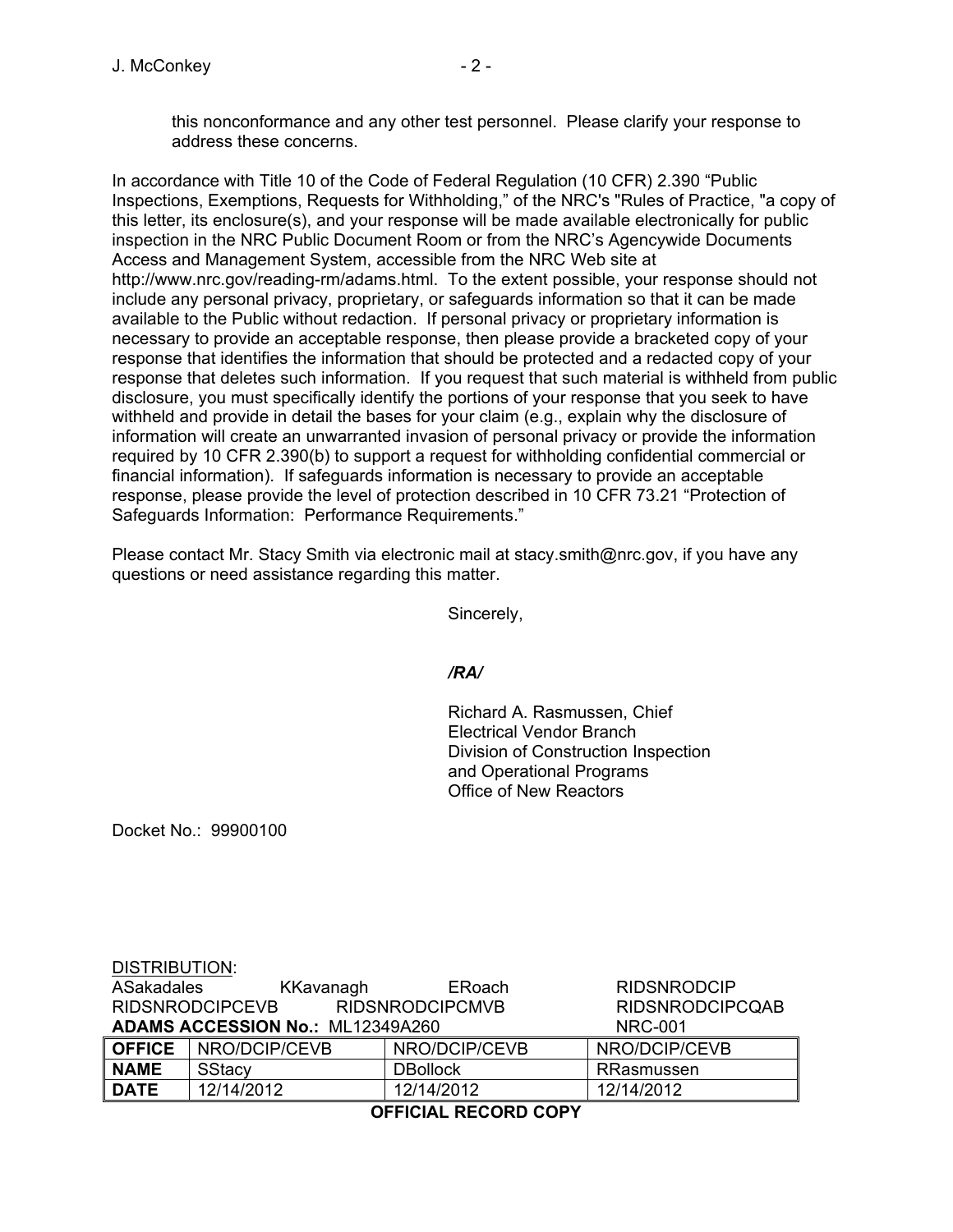this nonconformance and any other test personnel. Please clarify your response to address these concerns.

In accordance with Title 10 of the Code of Federal Regulation (10 CFR) 2.390 "Public Inspections, Exemptions, Requests for Withholding," of the NRC's "Rules of Practice, "a copy of this letter, its enclosure(s), and your response will be made available electronically for public inspection in the NRC Public Document Room or from the NRC's Agencywide Documents Access and Management System, accessible from the NRC Web site at http://www.nrc.gov/reading-rm/adams.html. To the extent possible, your response should not include any personal privacy, proprietary, or safeguards information so that it can be made available to the Public without redaction. If personal privacy or proprietary information is necessary to provide an acceptable response, then please provide a bracketed copy of your response that identifies the information that should be protected and a redacted copy of your response that deletes such information. If you request that such material is withheld from public disclosure, you must specifically identify the portions of your response that you seek to have withheld and provide in detail the bases for your claim (e.g., explain why the disclosure of information will create an unwarranted invasion of personal privacy or provide the information required by 10 CFR 2.390(b) to support a request for withholding confidential commercial or financial information). If safeguards information is necessary to provide an acceptable response, please provide the level of protection described in 10 CFR 73.21 "Protection of Safeguards Information: Performance Requirements."

Please contact Mr. Stacy Smith via electronic mail at stacy.smith@nrc.gov, if you have any questions or need assistance regarding this matter.

Sincerely,

*/RA/*

Richard A. Rasmussen, Chief
Electrical Vendor Branch
Division of Construction Inspection
and Operational Programs
Office of New Reactors

Docket No.: 99900100

DISTRIBUTION:
ASakadales KKavanagh ERoach RIDSNRODCIP
RIDSNRODCIPCEVB RIDSNRODCIPCMVB RIDSNRODCIPCQAB
**ADAMS ACCESSION No.:** ML12349A260 NRC-001

| **OFFICE** | NRO/DCIP/CEVB | NRO/DCIP/CEVB | NRO/DCIP/CEVB |
|---|---|---|---|
| **NAME** | SStacy | DBollock | RRasmussen |
| **DATE** | 12/14/2012 | 12/14/2012 | 12/14/2012 |

**OFFICIAL RECORD COPY**